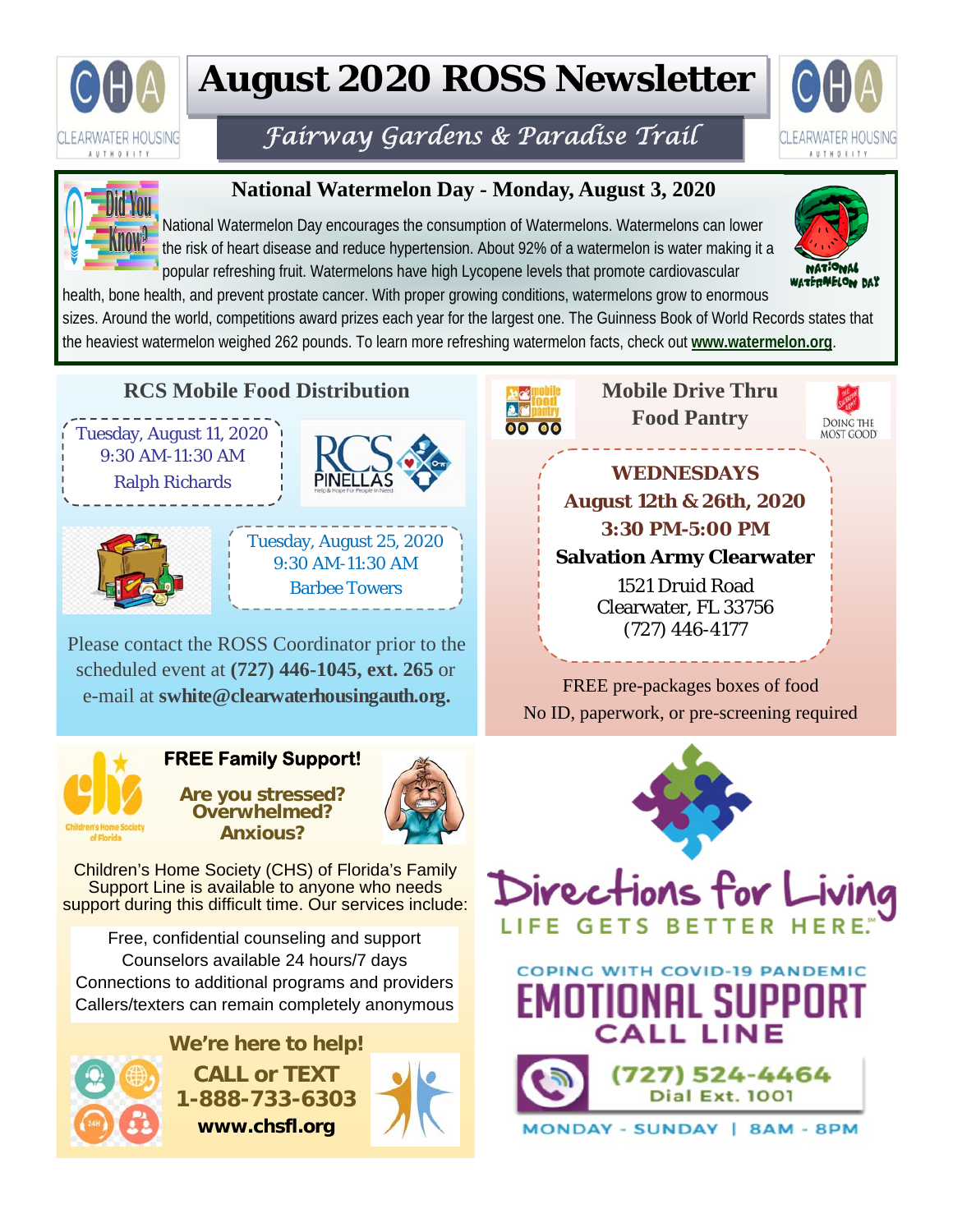# August 2020 ROSS Newsletter

## *Fairway Gardens & Paradise Trail*

## National Watermelon Day - Monday, August 3, 2020

National Watermelon Day encourages the consumption of Watermelons. Watermelons can lower the risk of heart disease and reduce hypertension. About 92% of a watermelon is water making it a popular refreshing fruit. Watermelons have high Lycopene levels that promote cardiovascular health, bone health, and prevent prostate cancer. With proper growing conditions, watermelons grow to enormous sizes. Around the world, competitions award prizes each year for the largest one. The Guinness Book of World Records states that the heaviest watermelon weighed 262 pounds. To learn more refreshing watermelon facts, check out **www.watermelon.org**.

## RCS Mobile Food Distribution

Tuesday, August 11, 2020
9:30 AM-11:30 AM
Ralph Richards

Tuesday, August 25, 2020
9:30 AM-11:30 AM
Barbee Towers

Please contact the ROSS Coordinator prior to the scheduled event at **(727) 446-1045, ext. 265** or e-mail at **swhite@clearwaterhousingauth.org.**

## Mobile Drive Thru Food Pantry

**WEDNESDAYS**
**August 12th & 26th, 2020**
**3:30 PM-5:00 PM**
**Salvation Army Clearwater**
1521 Druid Road
Clearwater, FL 33756
(727) 446-4177

FREE pre-packages boxes of food
No ID, paperwork, or pre-screening required

## FREE Family Support!

**Are you stressed?**
**Overwhelmed?**
**Anxious?**

Children's Home Society (CHS) of Florida's Family Support Line is available to anyone who needs support during this difficult time. Our services include:

- Free, confidential counseling and support
- Counselors available 24 hours/7 days
- Connections to additional programs and providers
- Callers/texters can remain completely anonymous

**We're here to help!**
**CALL or TEXT**
**1-888-733-6303**
**www.chsfl.org**

## Directions for Living

LIFE GETS BETTER HERE.

COPING WITH COVID-19 PANDEMIC
**EMOTIONAL SUPPORT CALL LINE**

**(727) 524-4464**
Dial Ext. 1001

MONDAY - SUNDAY | 8AM - 8PM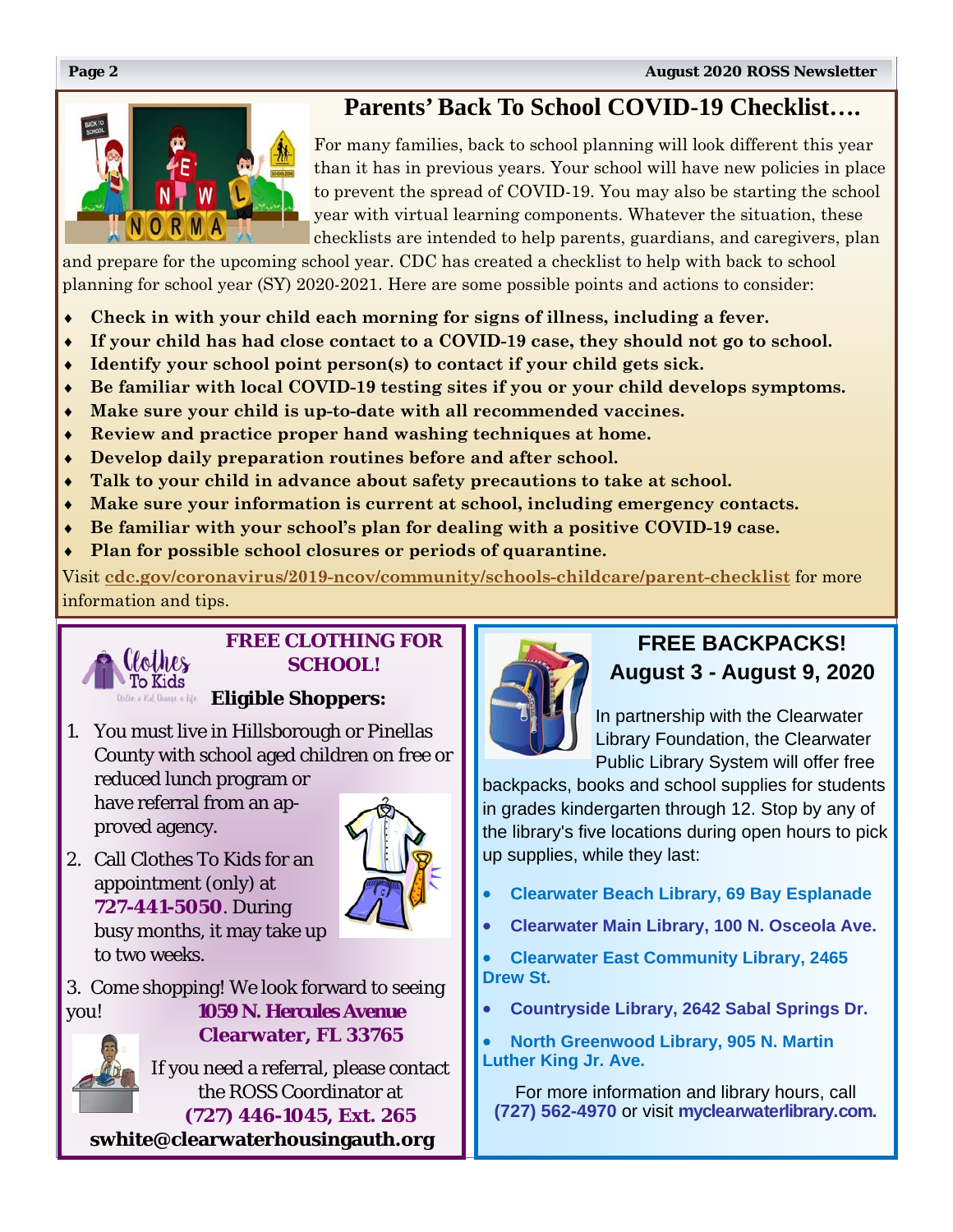## Parents' Back To School COVID-19 Checklist….

For many families, back to school planning will look different this year than it has in previous years. Your school will have new policies in place to prevent the spread of COVID-19. You may also be starting the school year with virtual learning components. Whatever the situation, these checklists are intended to help parents, guardians, and caregivers, plan and prepare for the upcoming school year. CDC has created a checklist to help with back to school planning for school year (SY) 2020-2021. Here are some possible points and actions to consider:

- **Check in with your child each morning for signs of illness, including a fever.**
- **If your child has had close contact to a COVID-19 case, they should not go to school.**
- **Identify your school point person(s) to contact if your child gets sick.**
- **Be familiar with local COVID-19 testing sites if you or your child develops symptoms.**
- **Make sure your child is up-to-date with all recommended vaccines.**
- **Review and practice proper hand washing techniques at home.**
- **Develop daily preparation routines before and after school.**
- **Talk to your child in advance about safety precautions to take at school.**
- **Make sure your information is current at school, including emergency contacts.**
- **Be familiar with your school's plan for dealing with a positive COVID-19 case.**
- **Plan for possible school closures or periods of quarantine.**

Visit **cdc.gov/coronavirus/2019-ncov/community/schools-childcare/parent-checklist** for more information and tips.

### FREE CLOTHING FOR SCHOOL!

Clothes To Kids — Clothe a Kid, Change a Life

**Eligible Shoppers:**

1. You must live in Hillsborough or Pinellas County with school aged children on free or reduced lunch program or have referral from an approved agency.
2. Call Clothes To Kids for an appointment (only) at **727-441-5050**. During busy months, it may take up to two weeks.
3. Come shopping! We look forward to seeing you! **1059 N. Hercules Avenue Clearwater, FL 33765**

If you need a referral, please contact the ROSS Coordinator at **(727) 446-1045, Ext. 265**
**swhite@clearwaterhousingauth.org**

### FREE BACKPACKS! August 3 - August 9, 2020

In partnership with the Clearwater Library Foundation, the Clearwater Public Library System will offer free backpacks, books and school supplies for students in grades kindergarten through 12. Stop by any of the library's five locations during open hours to pick up supplies, while they last:

- **Clearwater Beach Library, 69 Bay Esplanade**
- **Clearwater Main Library, 100 N. Osceola Ave.**
- **Clearwater East Community Library, 2465 Drew St.**
- **Countryside Library, 2642 Sabal Springs Dr.**
- **North Greenwood Library, 905 N. Martin Luther King Jr. Ave.**

For more information and library hours, call **(727) 562-4970** or visit **myclearwaterlibrary.com.**